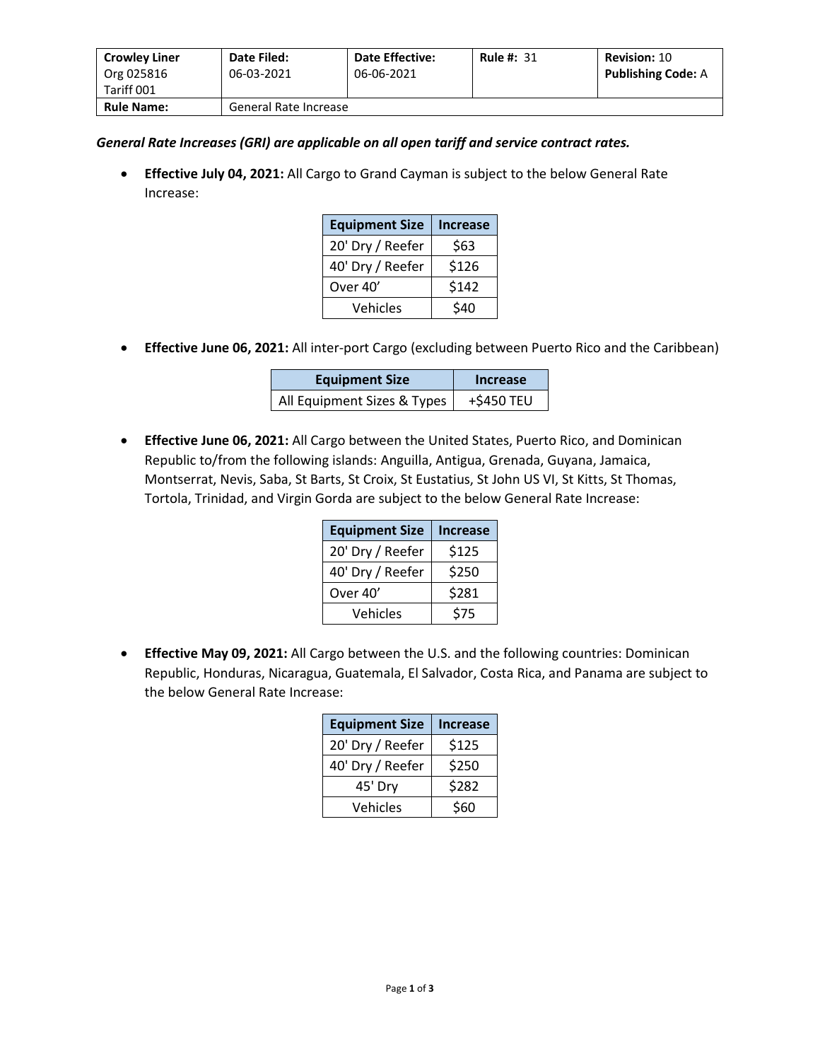| Crowley Liner Org 025816 Tariff 001 | Date Filed: 06-03-2021 | Date Effective: 06-06-2021 | Rule #: 31 | Revision: 10 Publishing Code: A |
|---|---|---|---|---|
| **Rule Name:** | General Rate Increase | | | |

***General Rate Increases (GRI) are applicable on all open tariff and service contract rates.***

- **Effective July 04, 2021:** All Cargo to Grand Cayman is subject to the below General Rate Increase:

| Equipment Size | Increase |
|---|---|
| 20' Dry / Reefer | $63 |
| 40' Dry / Reefer | $126 |
| Over 40' | $142 |
| Vehicles | $40 |

- **Effective June 06, 2021:** All inter-port Cargo (excluding between Puerto Rico and the Caribbean)

| Equipment Size | Increase |
|---|---|
| All Equipment Sizes & Types | +$450 TEU |

- **Effective June 06, 2021:** All Cargo between the United States, Puerto Rico, and Dominican Republic to/from the following islands: Anguilla, Antigua, Grenada, Guyana, Jamaica, Montserrat, Nevis, Saba, St Barts, St Croix, St Eustatius, St John US VI, St Kitts, St Thomas, Tortola, Trinidad, and Virgin Gorda are subject to the below General Rate Increase:

| Equipment Size | Increase |
|---|---|
| 20' Dry / Reefer | $125 |
| 40' Dry / Reefer | $250 |
| Over 40' | $281 |
| Vehicles | $75 |

- **Effective May 09, 2021:** All Cargo between the U.S. and the following countries: Dominican Republic, Honduras, Nicaragua, Guatemala, El Salvador, Costa Rica, and Panama are subject to the below General Rate Increase:

| Equipment Size | Increase |
|---|---|
| 20' Dry / Reefer | $125 |
| 40' Dry / Reefer | $250 |
| 45' Dry | $282 |
| Vehicles | $60 |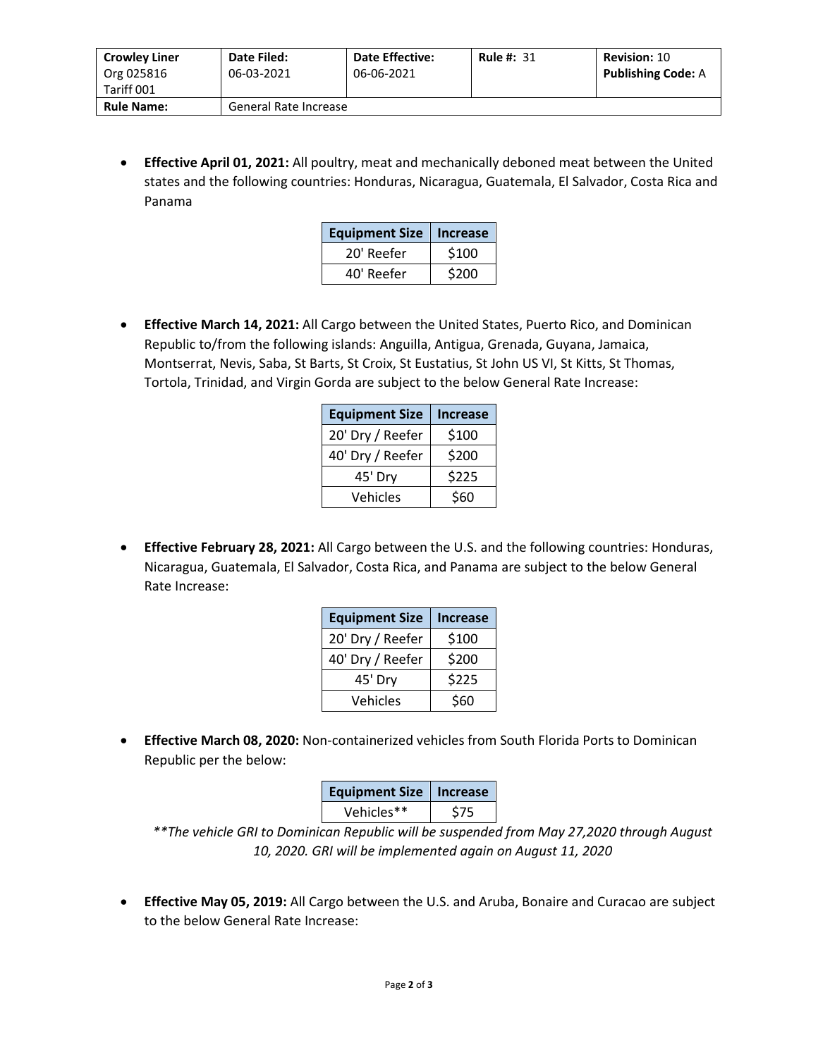| Crowley Liner<br>Org 025816<br>Tariff 001 | Date Filed:<br>06-03-2021 | Date Effective:<br>06-06-2021 | Rule #: 31 | Revision: 10<br>Publishing Code: A |
|---|---|---|---|---|
| **Rule Name:** | General Rate Increase | | | |

- **Effective April 01, 2021:** All poultry, meat and mechanically deboned meat between the United states and the following countries: Honduras, Nicaragua, Guatemala, El Salvador, Costa Rica and Panama

| Equipment Size | Increase |
|---|---|
| 20' Reefer | $100 |
| 40' Reefer | $200 |

- **Effective March 14, 2021:** All Cargo between the United States, Puerto Rico, and Dominican Republic to/from the following islands: Anguilla, Antigua, Grenada, Guyana, Jamaica, Montserrat, Nevis, Saba, St Barts, St Croix, St Eustatius, St John US VI, St Kitts, St Thomas, Tortola, Trinidad, and Virgin Gorda are subject to the below General Rate Increase:

| Equipment Size | Increase |
|---|---|
| 20' Dry / Reefer | $100 |
| 40' Dry / Reefer | $200 |
| 45' Dry | $225 |
| Vehicles | $60 |

- **Effective February 28, 2021:** All Cargo between the U.S. and the following countries: Honduras, Nicaragua, Guatemala, El Salvador, Costa Rica, and Panama are subject to the below General Rate Increase:

| Equipment Size | Increase |
|---|---|
| 20' Dry / Reefer | $100 |
| 40' Dry / Reefer | $200 |
| 45' Dry | $225 |
| Vehicles | $60 |

- **Effective March 08, 2020:** Non-containerized vehicles from South Florida Ports to Dominican Republic per the below:

| Equipment Size | Increase |
|---|---|
| Vehicles** | $75 |

*\*\*The vehicle GRI to Dominican Republic will be suspended from May 27,2020 through August 10, 2020. GRI will be implemented again on August 11, 2020*

- **Effective May 05, 2019:** All Cargo between the U.S. and Aruba, Bonaire and Curacao are subject to the below General Rate Increase: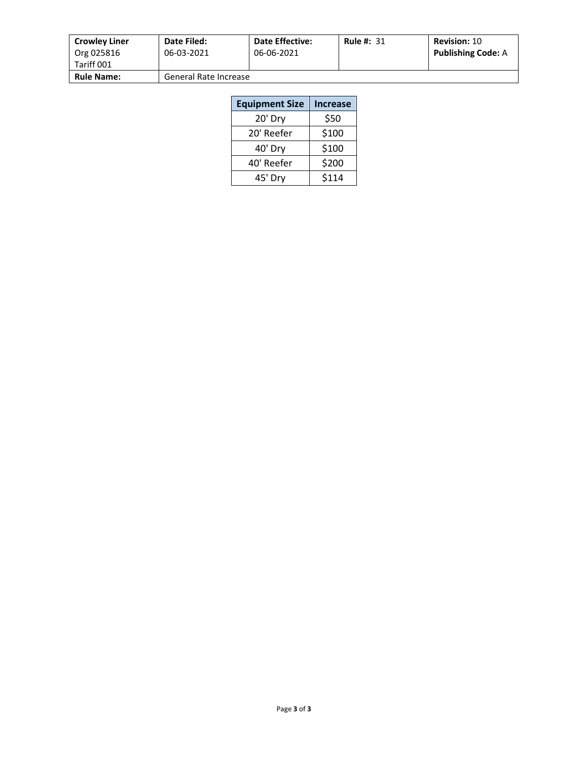| Crowley Liner<br>Org 025816<br>Tariff 001 | Date Filed:<br>06-03-2021 | Date Effective:<br>06-06-2021 | Rule #: 31 | Revision: 10<br>Publishing Code: A |
|---|---|---|---|---|
| **Rule Name:** | General Rate Increase | | | |

| Equipment Size | Increase |
|---|---|
| 20' Dry | $50 |
| 20' Reefer | $100 |
| 40' Dry | $100 |
| 40' Reefer | $200 |
| 45' Dry | $114 |